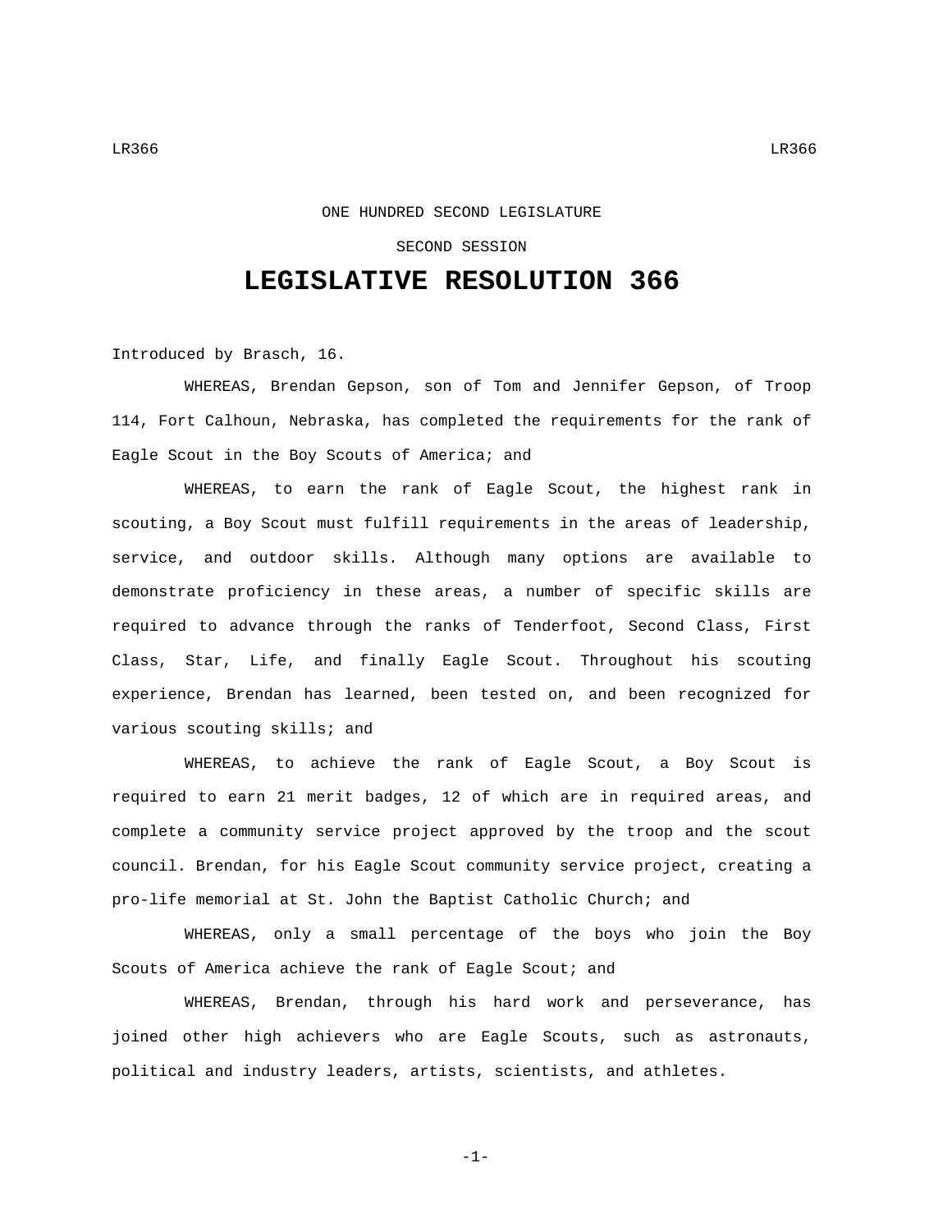ONE HUNDRED SECOND LEGISLATURE

SECOND SESSION

# LEGISLATIVE RESOLUTION 366

Introduced by Brasch, 16.

WHEREAS, Brendan Gepson, son of Tom and Jennifer Gepson, of Troop 114, Fort Calhoun, Nebraska, has completed the requirements for the rank of Eagle Scout in the Boy Scouts of America; and

WHEREAS, to earn the rank of Eagle Scout, the highest rank in scouting, a Boy Scout must fulfill requirements in the areas of leadership, service, and outdoor skills. Although many options are available to demonstrate proficiency in these areas, a number of specific skills are required to advance through the ranks of Tenderfoot, Second Class, First Class, Star, Life, and finally Eagle Scout. Throughout his scouting experience, Brendan has learned, been tested on, and been recognized for various scouting skills; and

WHEREAS, to achieve the rank of Eagle Scout, a Boy Scout is required to earn 21 merit badges, 12 of which are in required areas, and complete a community service project approved by the troop and the scout council. Brendan, for his Eagle Scout community service project, creating a pro-life memorial at St. John the Baptist Catholic Church; and

WHEREAS, only a small percentage of the boys who join the Boy Scouts of America achieve the rank of Eagle Scout; and

WHEREAS, Brendan, through his hard work and perseverance, has joined other high achievers who are Eagle Scouts, such as astronauts, political and industry leaders, artists, scientists, and athletes.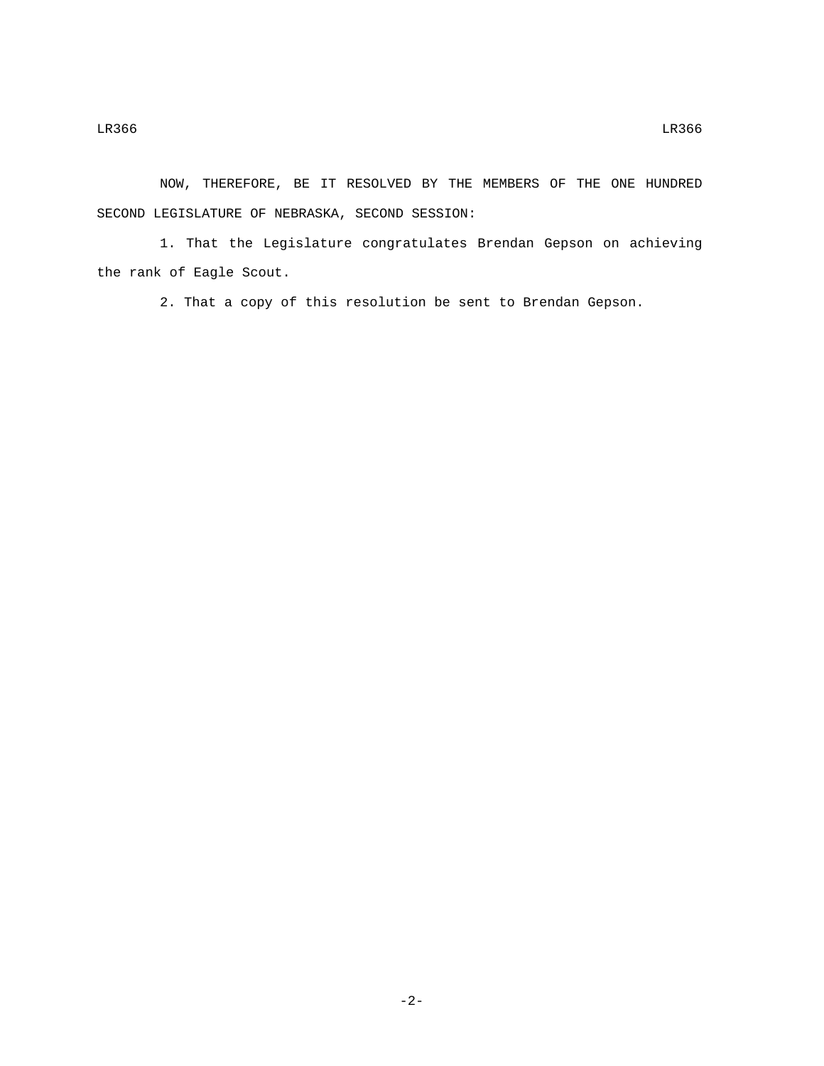NOW, THEREFORE, BE IT RESOLVED BY THE MEMBERS OF THE ONE HUNDRED SECOND LEGISLATURE OF NEBRASKA, SECOND SESSION:

1. That the Legislature congratulates Brendan Gepson on achieving the rank of Eagle Scout.

2. That a copy of this resolution be sent to Brendan Gepson.